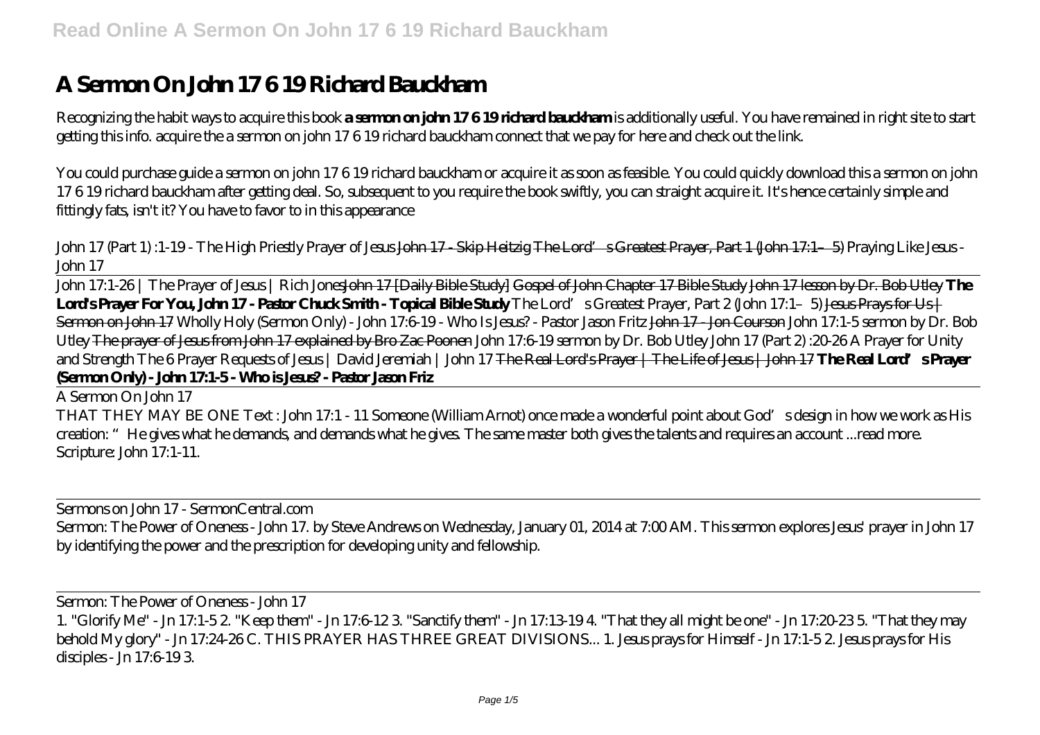# A Sermon On John 17 6 19 Richard Bauckham

Recognizing the habit ways to acquire this book **a sermon on john 17 6 19 richard bauckham** is additionally useful. You have remained in right site to start getting this info. acquire the a sermon on john 17 6 19 richard bauckham connect that we pay for here and check out the link.

You could purchase guide a sermon on john 17 6 19 richard bauckham or acquire it as soon as feasible. You could quickly download this a sermon on john 17 6 19 richard bauckham after getting deal. So, subsequent to you require the book swiftly, you can straight acquire it. It's hence certainly simple and fittingly fats, isn't it? You have to favor to in this appearance

*John 17 (Part 1) :1-19 - The High Priestly Prayer of Jesus* John 17 - Skip Heitzig The Lord's Greatest Prayer, Part 1 (John 17:1–5) *Praying Like Jesus - John 17*

John 17:1-26 | The Prayer of Jesus | Rich Jones John 17 [Daily Bible Study] Gospel of John Chapter 17 Bible Study John 17 lesson by Dr. Bob Utley **The Lord's Prayer For You, John 17 - Pastor Chuck Smith - Topical Bible Study** *The Lord's Greatest Prayer, Part 2 (John 17:1–5)* Jesus Prays for Us | Sermon on John 17 *Wholly Holy (Sermon Only) - John 17:6-19 - Who Is Jesus? - Pastor Jason Fritz* John 17 - Jon Courson *John 17:1-5 sermon by Dr. Bob Utley* The prayer of Jesus from John 17 explained by Bro Zac Poonen *John 17:6-19 sermon by Dr. Bob Utley* *John 17 (Part 2) :20-26 A Prayer for Unity and Strength* *The 6 Prayer Requests of Jesus | David Jeremiah | John 17* The Real Lord's Prayer | The Life of Jesus | John 17 **The Real Lord's Prayer (Sermon Only) - John 17:1-5 - Who is Jesus? - Pastor Jason Friz**

A Sermon On John 17

THAT THEY MAY BE ONE Text : John 17:1 - 11 Someone (William Arnot) once made a wonderful point about God's design in how we work as His creation: "He gives what he demands, and demands what he gives. The same master both gives the talents and requires an account ...read more. Scripture: John 17:1-11.

Sermons on John 17 - SermonCentral.com

Sermon: The Power of Oneness - John 17. by Steve Andrews on Wednesday, January 01, 2014 at 7:00 AM. This sermon explores Jesus' prayer in John 17 by identifying the power and the prescription for developing unity and fellowship.

Sermon: The Power of Oneness - John 17

1. "Glorify Me" - Jn 17:1-5 2. "Keep them" - Jn 17:6-12 3. "Sanctify them" - Jn 17:13-19 4. "That they all might be one" - Jn 17:20-23 5. "That they may behold My glory" - Jn 17:24-26 C. THIS PRAYER HAS THREE GREAT DIVISIONS... 1. Jesus prays for Himself - Jn 17:1-5 2. Jesus prays for His disciples - Jn 17:6-19 3.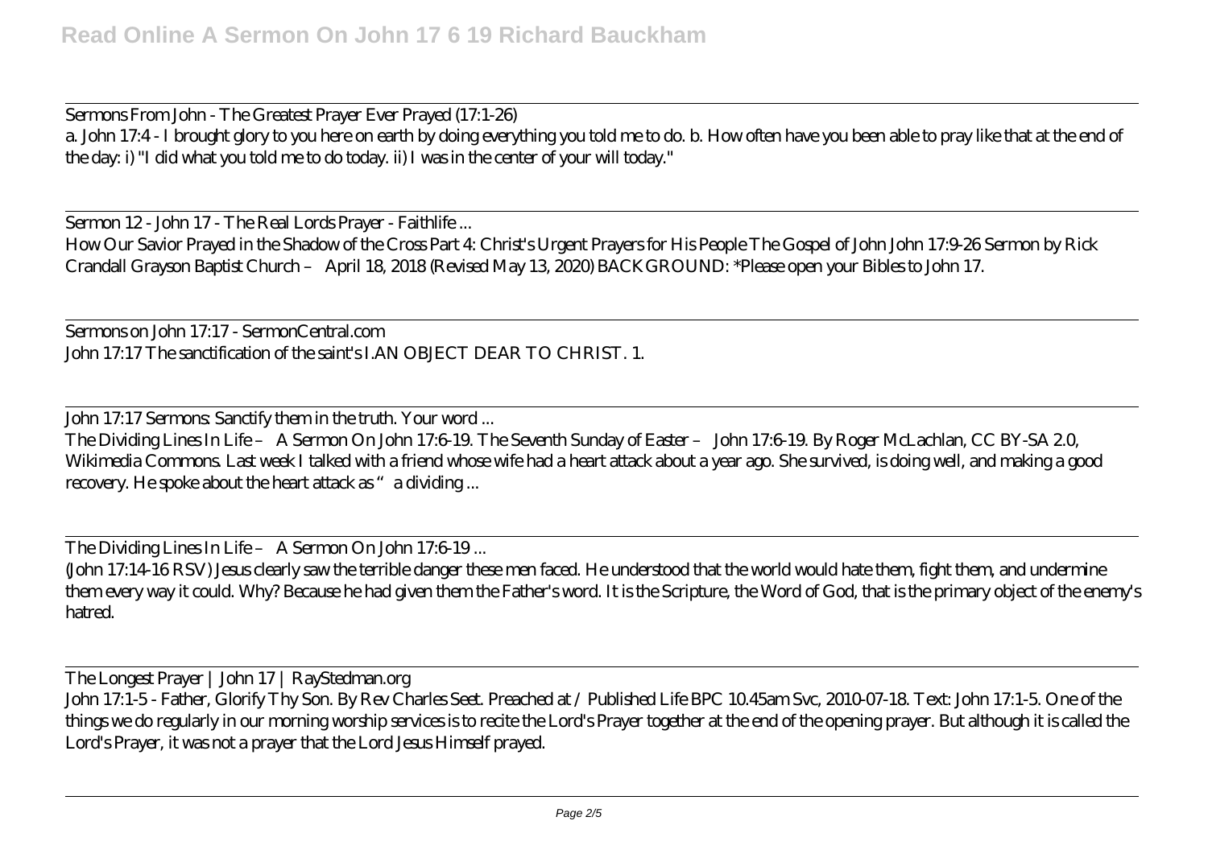Sermons From John - The Greatest Prayer Ever Prayed (17:1-26)

a. John 17:4 - I brought glory to you here on earth by doing everything you told me to do. b. How often have you been able to pray like that at the end of the day: i) "I did what you told me to do today. ii) I was in the center of your will today."

Sermon 12 - John 17 - The Real Lords Prayer - Faithlife ...

How Our Savior Prayed in the Shadow of the Cross Part 4: Christ's Urgent Prayers for His People The Gospel of John John 17:9-26 Sermon by Rick Crandall Grayson Baptist Church – April 18, 2018 (Revised May 13, 2020) BACKGROUND: *Please open your Bibles to John 17.

Sermons on John 17:17 - SermonCentral.com

John 17:17 The sanctification of the saint's I.AN OBJECT DEAR TO CHRIST. 1.

John 17:17 Sermons: Sanctify them in the truth. Your word ...

The Dividing Lines In Life – A Sermon On John 17:6-19. The Seventh Sunday of Easter – John 17:6-19. By Roger McLachlan, CC BY-SA 2.0, Wikimedia Commons. Last week I talked with a friend whose wife had a heart attack about a year ago. She survived, is doing well, and making a good recovery. He spoke about the heart attack as "a dividing ...

The Dividing Lines In Life – A Sermon On John 17:6-19 ...

(John 17:14-16 RSV) Jesus clearly saw the terrible danger these men faced. He understood that the world would hate them, fight them, and undermine them every way it could. Why? Because he had given them the Father's word. It is the Scripture, the Word of God, that is the primary object of the enemy's hatred.

The Longest Prayer | John 17 | RayStedman.org

John 17:1-5 - Father, Glorify Thy Son. By Rev Charles Seet. Preached at / Published Life BPC 10.45am Svc, 2010-07-18. Text: John 17:1-5. One of the things we do regularly in our morning worship services is to recite the Lord's Prayer together at the end of the opening prayer. But although it is called the Lord's Prayer, it was not a prayer that the Lord Jesus Himself prayed.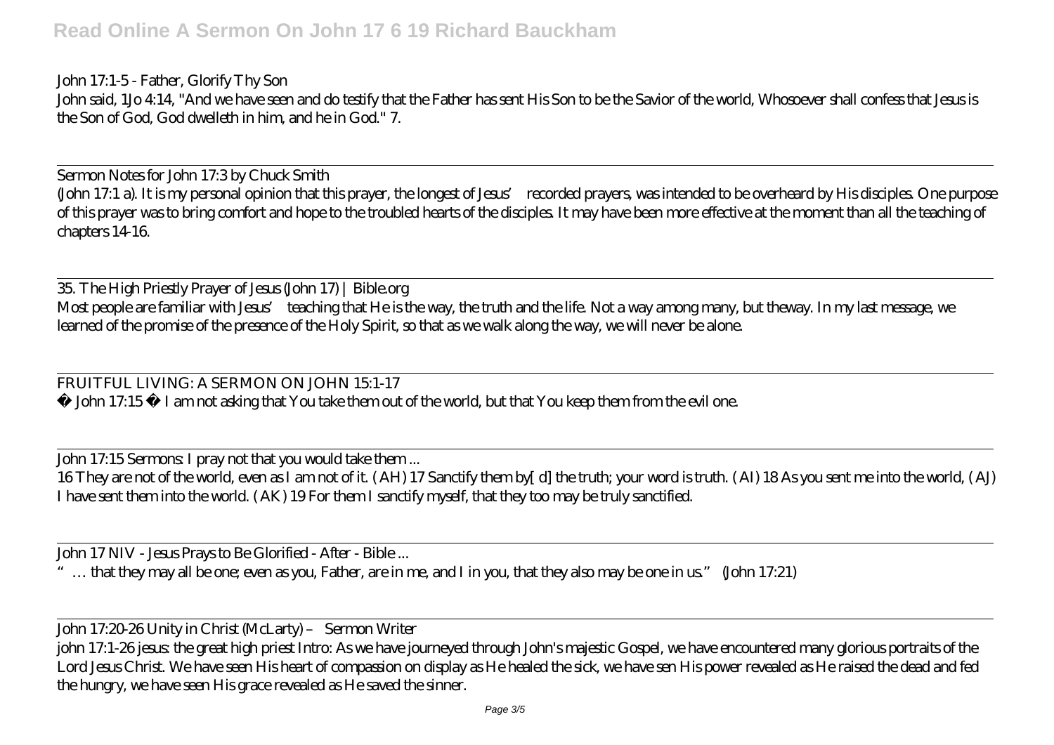John 17:1-5 - Father, Glorify Thy Son

John said, 1Jo 4:14, "And we have seen and do testify that the Father has sent His Son to be the Savior of the world, Whosoever shall confess that Jesus is the Son of God, God dwelleth in him, and he in God." 7.

---

Sermon Notes for John 17:3 by Chuck Smith

(John 17:1 a). It is my personal opinion that this prayer, the longest of Jesus' recorded prayers, was intended to be overheard by His disciples. One purpose of this prayer was to bring comfort and hope to the troubled hearts of the disciples. It may have been more effective at the moment than all the teaching of chapters 14-16.

---

35. The High Priestly Prayer of Jesus (John 17) | Bible.org

Most people are familiar with Jesus' teaching that He is the way, the truth and the life. Not a way among many, but theway. In my last message, we learned of the promise of the presence of the Holy Spirit, so that as we walk along the way, we will never be alone.

---

FRUITFUL LIVING: A SERMON ON JOHN 15:1-17

� John 17:15 � I am not asking that You take them out of the world, but that You keep them from the evil one.

---

John 17:15 Sermons: I pray not that you would take them ...

16 They are not of the world, even as I am not of it. ( AH) 17 Sanctify them by[ d] the truth; your word is truth. ( AI) 18 As you sent me into the world, ( AJ) I have sent them into the world. ( AK) 19 For them I sanctify myself, that they too may be truly sanctified.

---

John 17 NIV - Jesus Prays to Be Glorified - After - Bible ...

"… that they may all be one; even as you, Father, are in me, and I in you, that they also may be one in us." (John 17:21)

---

John 17:20-26 Unity in Christ (McLarty) – Sermon Writer

john 17:1-26 jesus: the great high priest Intro: As we have journeyed through John's majestic Gospel, we have encountered many glorious portraits of the Lord Jesus Christ. We have seen His heart of compassion on display as He healed the sick, we have sen His power revealed as He raised the dead and fed the hungry, we have seen His grace revealed as He saved the sinner.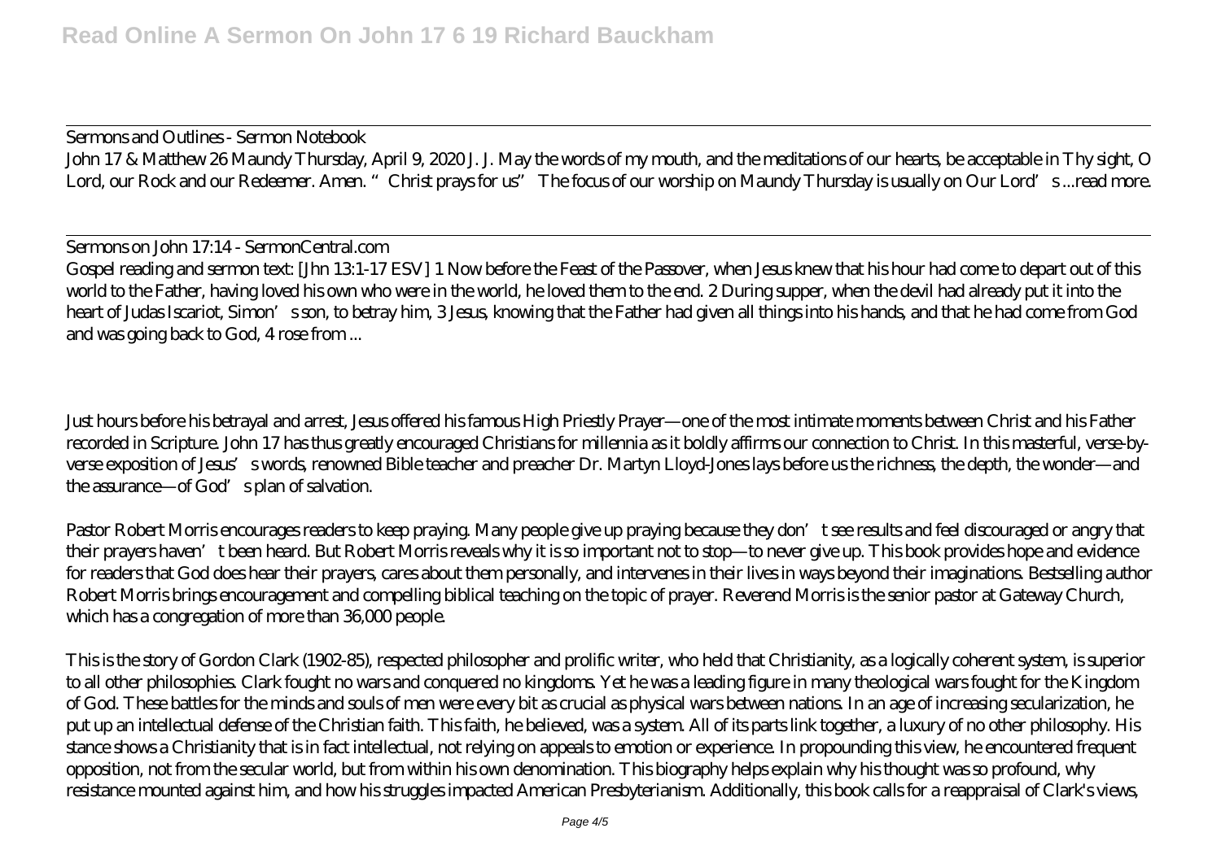Sermons and Outlines - Sermon Notebook

John 17 & Matthew 26 Maundy Thursday, April 9, 2020 J. J. May the words of my mouth, and the meditations of our hearts, be acceptable in Thy sight, O Lord, our Rock and our Redeemer. Amen. "Christ prays for us" The focus of our worship on Maundy Thursday is usually on Our Lord's ...read more.

Sermons on John 17:14 - SermonCentral.com

Gospel reading and sermon text: [Jhn 13:1-17 ESV] 1 Now before the Feast of the Passover, when Jesus knew that his hour had come to depart out of this world to the Father, having loved his own who were in the world, he loved them to the end. 2 During supper, when the devil had already put it into the heart of Judas Iscariot, Simon's son, to betray him, 3 Jesus, knowing that the Father had given all things into his hands, and that he had come from God and was going back to God, 4 rose from ...

Just hours before his betrayal and arrest, Jesus offered his famous High Priestly Prayer—one of the most intimate moments between Christ and his Father recorded in Scripture. John 17 has thus greatly encouraged Christians for millennia as it boldly affirms our connection to Christ. In this masterful, verse-by-verse exposition of Jesus' s words, renowned Bible teacher and preacher Dr. Martyn Lloyd-Jones lays before us the richness, the depth, the wonder—and the assurance—of God's plan of salvation.

Pastor Robert Morris encourages readers to keep praying. Many people give up praying because they don't see results and feel discouraged or angry that their prayers haven't been heard. But Robert Morris reveals why it is so important not to stop—to never give up. This book provides hope and evidence for readers that God does hear their prayers, cares about them personally, and intervenes in their lives in ways beyond their imaginations. Bestselling author Robert Morris brings encouragement and compelling biblical teaching on the topic of prayer. Reverend Morris is the senior pastor at Gateway Church, which has a congregation of more than 36,000 people.

This is the story of Gordon Clark (1902-85), respected philosopher and prolific writer, who held that Christianity, as a logically coherent system, is superior to all other philosophies. Clark fought no wars and conquered no kingdoms. Yet he was a leading figure in many theological wars fought for the Kingdom of God. These battles for the minds and souls of men were every bit as crucial as physical wars between nations. In an age of increasing secularization, he put up an intellectual defense of the Christian faith. This faith, he believed, was a system. All of its parts link together, a luxury of no other philosophy. His stance shows a Christianity that is in fact intellectual, not relying on appeals to emotion or experience. In propounding this view, he encountered frequent opposition, not from the secular world, but from within his own denomination. This biography helps explain why his thought was so profound, why resistance mounted against him, and how his struggles impacted American Presbyterianism. Additionally, this book calls for a reappraisal of Clark's views,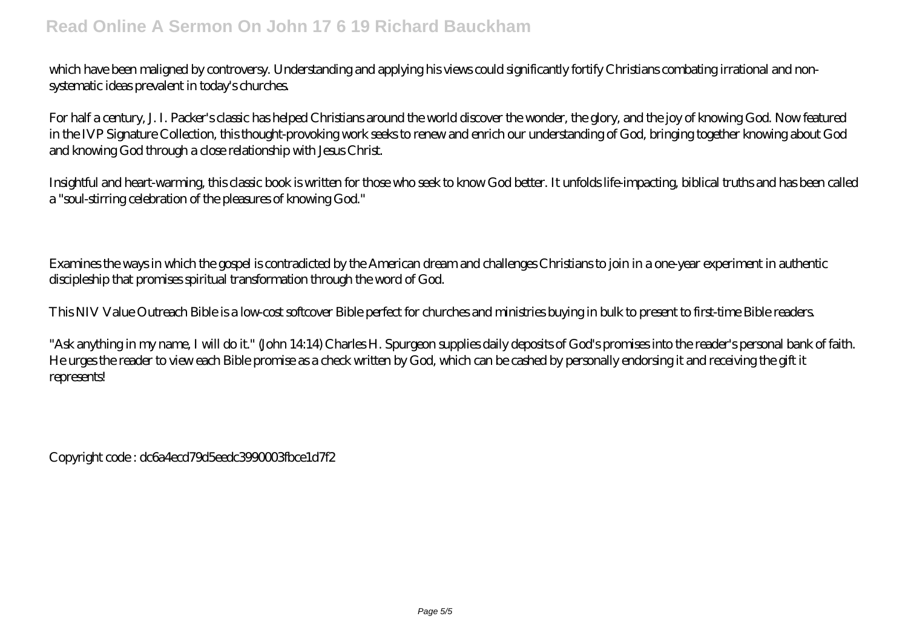which have been maligned by controversy. Understanding and applying his views could significantly fortify Christians combating irrational and non-systematic ideas prevalent in today's churches.

For half a century, J. I. Packer's classic has helped Christians around the world discover the wonder, the glory, and the joy of knowing God. Now featured in the IVP Signature Collection, this thought-provoking work seeks to renew and enrich our understanding of God, bringing together knowing about God and knowing God through a close relationship with Jesus Christ.

Insightful and heart-warming, this classic book is written for those who seek to know God better. It unfolds life-impacting, biblical truths and has been called a "soul-stirring celebration of the pleasures of knowing God."

Examines the ways in which the gospel is contradicted by the American dream and challenges Christians to join in a one-year experiment in authentic discipleship that promises spiritual transformation through the word of God.

This NIV Value Outreach Bible is a low-cost softcover Bible perfect for churches and ministries buying in bulk to present to first-time Bible readers.

"Ask anything in my name, I will do it." (John 14:14) Charles H. Spurgeon supplies daily deposits of God's promises into the reader's personal bank of faith. He urges the reader to view each Bible promise as a check written by God, which can be cashed by personally endorsing it and receiving the gift it represents!

Copyright code : dc6a4ecd79d5eedc3990003fbce1d7f2